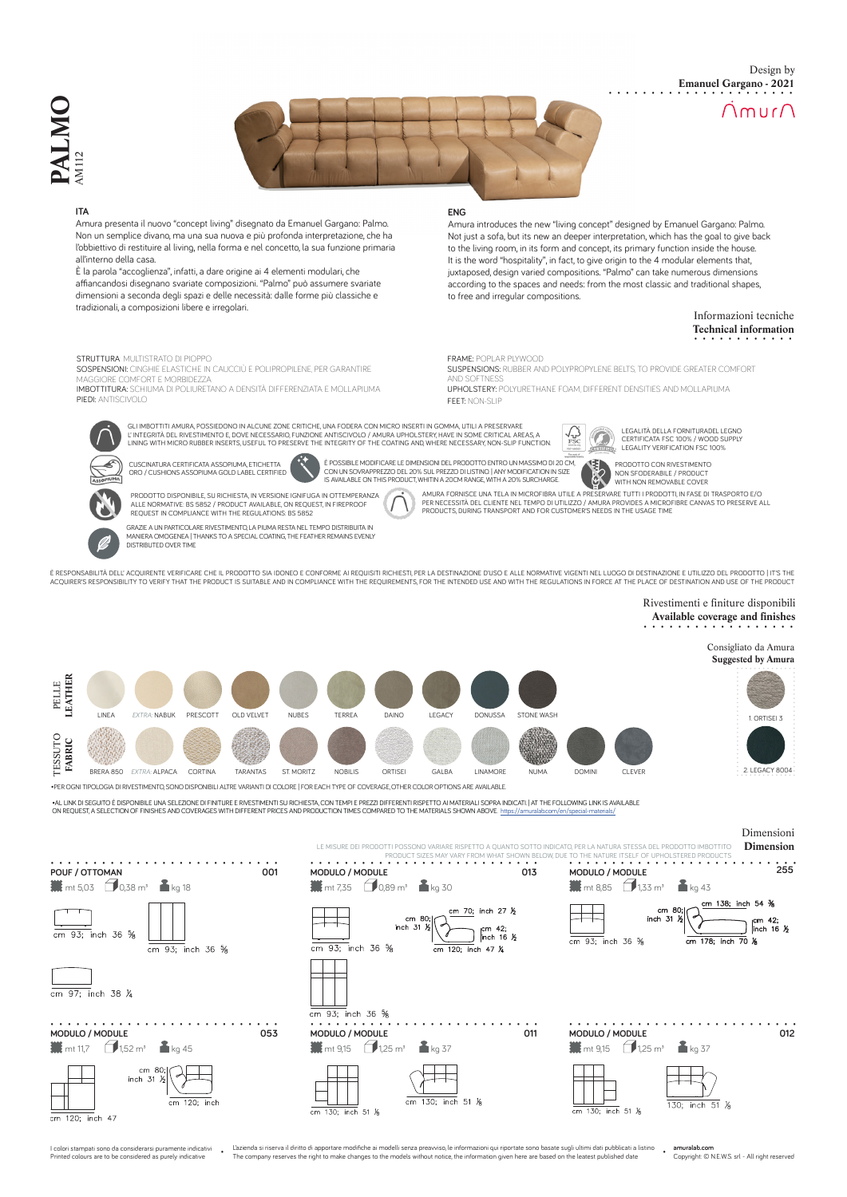# PALMO
AM112

Design by
**Emanuel Gargano - 2021**

Amura

## ITA

Amura presenta il nuovo "concept living" disegnato da Emanuel Gargano: Palmo. Non un semplice divano, ma una sua nuova e più profonda interpretazione, che ha l'obbiettivo di restituire al living, nella forma e nel concetto, la sua funzione primaria all'interno della casa.
È la parola "accoglienza", infatti, a dare origine ai 4 elementi modulari, che affiancandosi disegnano svariate composizioni. "Palmo" può assumere svariate dimensioni a seconda degli spazi e delle necessità: dalle forme più classiche e tradizionali, a composizioni libere e irregolari.

## ENG

Amura introduces the new "living concept" designed by Emanuel Gargano: Palmo. Not just a sofa, but its new an deeper interpretation, which has the goal to give back to the living room, in its form and concept, its primary function inside the house.
It is the word "hospitality", in fact, to give origin to the 4 modular elements that, juxtaposed, design varied compositions. "Palmo" can take numerous dimensions according to the spaces and needs: from the most classic and traditional shapes, to free and irregular compositions.

### Informazioni tecniche
### Technical information

STRUTTURA: MULTISTRATO DI PIOPPO
SOSPENSIONI: CINGHIE ELASTICHE IN CAUCCIÙ E POLIPROPILENE, PER GARANTIRE MAGGIORE COMFORT E MORBIDEZZA
IMBOTTITURA: SCHIUMA DI POLIURETANO A DENSITÀ DIFFERENZIATA E MOLLAPIUMA
PIEDI: ANTISCIVOLO

FRAME: POPLAR PLYWOOD
SUSPENSIONS: RUBBER AND POLYPROPYLENE BELTS, TO PROVIDE GREATER COMFORT AND SOFTNESS
UPHOLSTERY: POLYURETHANE FOAM, DIFFERENT DENSITIES AND MOLLAPIUMA
FEET: NON-SLIP

GLI IMBOTTITI AMURA, POSSIEDONO IN ALCUNE ZONE CRITICHE, UNA FODERA CON MICRO INSERTI IN GOMMA, UTILI A PRESERVARE L'INTEGRITÀ DEL RIVESTIMENTO E, DOVE NECESSARIO, FUNZIONE ANTISCIVOLO / AMURA UPHOLSTERY, HAVE IN SOME CRITICAL AREAS, A LINING WITH MICRO RUBBER INSERTS, USEFUL TO PRESERVE THE INTEGRITY OF THE COATING AND, WHERE NECESSARY, NON-SLIP FUNCTION.

LEGALITÀ DELLA FORNITURA DEL LEGNO CERTIFICATA FSC 100% / WOOD SUPPLY LEGALITY VERIFICATION FSC 100%

CUSCINATURA CERTIFICATA ASSOPIUMA, ETICHETTA ORO / CUSHIONS ASSOPIUMA GOLD LABEL CERTIFIED

È POSSIBILE MODIFICARE LE DIMENSIONI DEL PRODOTTO ENTRO UN MASSIMO DI 20 CM, CON UN SOVRAPPREZZO DEL 20% SUL PREZZO DI LISTINO | ANY MODIFICATION IN SIZE IS AVAILABLE ON THIS PRODUCT, WHITIN A 20CM RANGE, WITH A 20% SURCHARGE.

PRODOTTO CON RIVESTIMENTO NON SFODERABILE / PRODUCT WITH NON REMOVABLE COVER

PRODOTTO DISPONIBILE, SU RICHIESTA, IN VERSIONE IGNIFUGA IN OTTEMPERANZA ALLE NORMATIVE: BS 5852 / PRODUCT AVAILABLE, ON REQUEST, IN FIREPROOF REQUEST IN COMPLIANCE WITH THE REGULATIONS: BS 5852

AMURA FORNISCE UNA TELA IN MICROFIBRA UTILE A PRESERVARE TUTTI I PRODOTTI, IN FASE DI TRASPORTO E/O PER NECESSITÀ DEL CLIENTE NEL TEMPO DI UTILIZZO / AMURA PROVIDES A MICROFIBRE CANVAS TO PRESERVE ALL PRODUCTS, DURING TRANSPORT AND FOR CUSTOMER'S NEEDS IN THE USAGE TIME

GRAZIE A UN PARTICOLARE RIVESTIMENTO, LA PIUMA RESTA NEL TEMPO DISTRIBUITA IN MANIERA OMOGENEA | THANKS TO A SPECIAL COATING, THE FEATHER REMAINS EVENLY DISTRIBUTED OVER TIME

È RESPONSABILITÀ DELL' ACQUIRENTE VERIFICARE CHE IL PRODOTTO SIA IDONEO E CONFORME AI REQUISITI RICHIESTI, PER LA DESTINAZIONE D'USO E ALLE NORMATIVE VIGENTI NEL LUOGO DI DESTINAZIONE E UTILIZZO DEL PRODOTTO | IT'S THE ACQUIRER'S RESPONSIBILITY TO VERIFY THAT THE PRODUCT IS SUITABLE AND IN COMPLIANCE WITH THE REQUIREMENTS, FOR THE INTENDED USE AND WITH THE REGULATIONS IN FORCE AT THE PLACE OF DESTINATION AND USE OF THE PRODUCT

### Rivestimenti e finiture disponibili
### Available coverage and finishes

**PELLE / LEATHER:** LINEA, EXTRA: NABUK, PRESCOTT, OLD VELVET, NUBES, TERREA, DAINO, LEGACY, DONUSSA, STONE WASH

**TESSUTO / FABRIC:** BRERA 850, EXTRA: ALPACA, CORTINA, TARANTAS, ST. MORITZ, NOBILIS, ORTISEI, GALBA, LINAMORE, NUMA, DOMINI, CLEVER

Consigliato da Amura
**Suggested by Amura**
1. ORTISEI 3
2. LEGACY 8004

•PER OGNI TIPOLOGIA DI RIVESTIMENTO, SONO DISPONIBILI ALTRE VARIANTI DI COLORE | FOR EACH TYPE OF COVERAGE, OTHER COLOR OPTIONS ARE AVAILABLE.

•AL LINK DI SEGUITO È DISPONIBILE UNA SELEZIONE DI FINITURE E RIVESTIMENTI SU RICHIESTA, CON TEMPI E PREZZI DIFFERENTI RISPETTO AI MATERIALI SOPRA INDICATI | AT THE FOLLOWING LINK IS AVAILABLE ON REQUEST, A SELECTION OF FINISHES AND COVERAGES WITH DIFFERENT PRICES AND PRODUCTION TIMES COMPARED TO THE MATERIALS SHOWN ABOVE. https://amuralab.com/en/special-materials/

### Dimensioni
### Dimension

LE MISURE DEI PRODOTTI POSSONO VARIARE RISPETTO A QUANTO SOTTO INDICATO, PER LA NATURA STESSA DEL PRODOTTO IMBOTTITO
PRODUCT SIZES MAY VARY FROM WHAT SHOWN BELOW, DUE TO THE NATURE ITSELF OF UPHOLSTERED PRODUCTS

**POUF / OTTOMAN — 001**
mt 5,03 | 0,38 m³ | kg 18
cm 93; inch 36 ⅝ — cm 93; inch 36 ⅝ — cm 97; inch 38 ¼

**MODULO / MODULE — 013**
mt 7,35 | 0,89 m³ | kg 30
cm 93; inch 36 ⅝ — cm 80; inch 31 ½ — cm 70; inch 27 ½ — cm 42; inch 16 ½ — cm 120; inch 47 ¼ — cm 93; inch 36 ⅝

**MODULO / MODULE — 255**
mt 8,85 | 1,33 m³ | kg 43
cm 93; inch 36 ⅝ — cm 80; inch 31 ½ — cm 138; inch 54 ⅜ — cm 42; inch 16 ½ — cm 178; inch 70 ⅛

**MODULO / MODULE — 053**
mt 11,7 | 1,52 m³ | kg 45
cm 80; inch 31 ½ — cm 120; inch — cm 120; inch 47

**MODULO / MODULE — 011**
mt 9,15 | 1,25 m³ | kg 37
cm 130; inch 51 ⅛ — cm 130; inch 51 ⅛

**MODULO / MODULE — 012**
mt 9,15 | 1,25 m³ | kg 37
cm 130; inch 51 ⅛ — 130; inch 51 ⅛

I colori stampati sono da considerarsi puramente indicativi
Printed colours are to be considered as purely indicative

L'azienda si riserva il diritto di apportare modifiche ai modelli senza preavviso, le informazioni qui riportate sono basate sugli ultimi dati pubblicati a listino
The company reserves the right to make changes to the models without notice, the information given here are based on the leatest published date

amuralab.com
Copyright: © N.E.W.S. srl - All right reserved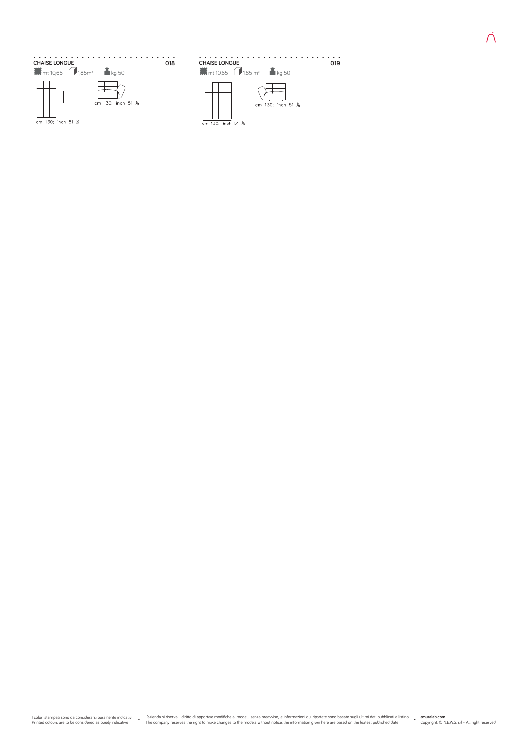## CHAISE LONGUE 018

mt 10,65 1,85m³ kg 50

cm 130; inch 51 ⅛

cm 130; inch 51 ⅛

## CHAISE LONGUE 019

mt 10,65 1,85 m³ kg 50

cm 130; inch 51 ⅛

cm 130; inch 51 ⅛

I colori stampati sono da considerarsi puramente indicativi
Printed colours are to be considered as purely indicative

L'azienda si riserva il diritto di apportare modifiche ai modelli senza preavviso, le informazioni qui riportate sono basate sugli ultimi dati pubblicati a listino
The company reserves the right to make changes to the models without notice, the information given here are based on the leatest published date

**amuralab.com**
Copyright: © N.E.W.S. srl - All right reserved